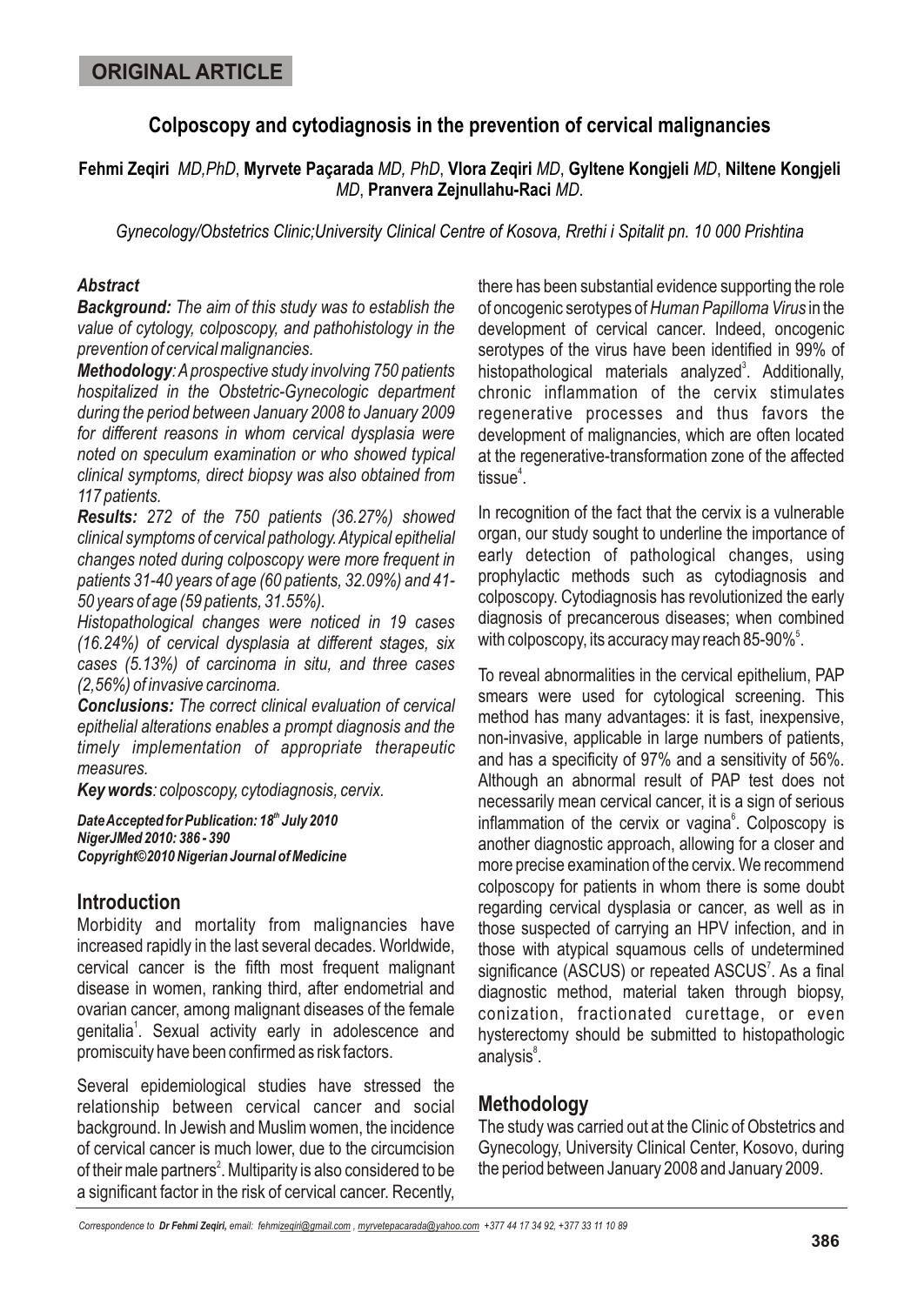ORIGINAL ARTICLE

# Colposcopy and cytodiagnosis in the prevention of cervical malignancies

**Fehmi Zeqiri** *MD,PhD*, **Myrvete Paçarada** *MD, PhD*, **Vlora Zeqiri** *MD*, **Gyltene Kongjeli** *MD*, **Niltene Kongjeli** *MD*, **Pranvera Zejnullahu-Raci** *MD*.

*Gynecology/Obstetrics Clinic;University Clinical Centre of Kosova, Rrethi i Spitalit pn. 10 000 Prishtina*

### *Abstract*

***Background:*** *The aim of this study was to establish the value of cytology, colposcopy, and pathohistology in the prevention of cervical malignancies.*

***Methodology****: A prospective study involving 750 patients hospitalized in the Obstetric-Gynecologic department during the period between January 2008 to January 2009 for different reasons in whom cervical dysplasia were noted on speculum examination or who showed typical clinical symptoms, direct biopsy was also obtained from 117 patients.*

***Results:*** *272 of the 750 patients (36.27%) showed clinical symptoms of cervical pathology. Atypical epithelial changes noted during colposcopy were more frequent in patients 31-40 years of age (60 patients, 32.09%) and 41-50 years of age (59 patients, 31.55%).*

*Histopathological changes were noticed in 19 cases (16.24%) of cervical dysplasia at different stages, six cases (5.13%) of carcinoma in situ, and three cases (2,56%) of invasive carcinoma.*

***Conclusions:*** *The correct clinical evaluation of cervical epithelial alterations enables a prompt diagnosis and the timely implementation of appropriate therapeutic measures.*

***Key words****: colposcopy, cytodiagnosis, cervix.*

***Date Accepted for Publication: 18th July 2010***
***NigerJMed 2010: 386 - 390***
***Copyright©2010 Nigerian Journal of Medicine***

## Introduction

Morbidity and mortality from malignancies have increased rapidly in the last several decades. Worldwide, cervical cancer is the fifth most frequent malignant disease in women, ranking third, after endometrial and ovarian cancer, among malignant diseases of the female genitalia[1]. Sexual activity early in adolescence and promiscuity have been confirmed as risk factors.

Several epidemiological studies have stressed the relationship between cervical cancer and social background. In Jewish and Muslim women, the incidence of cervical cancer is much lower, due to the circumcision of their male partners[2]. Multiparity is also considered to be a significant factor in the risk of cervical cancer. Recently, there has been substantial evidence supporting the role of oncogenic serotypes of *Human Papilloma Virus* in the development of cervical cancer. Indeed, oncogenic serotypes of the virus have been identified in 99% of histopathological materials analyzed[3]. Additionally, chronic inflammation of the cervix stimulates regenerative processes and thus favors the development of malignancies, which are often located at the regenerative-transformation zone of the affected tissue[4].

In recognition of the fact that the cervix is a vulnerable organ, our study sought to underline the importance of early detection of pathological changes, using prophylactic methods such as cytodiagnosis and colposcopy. Cytodiagnosis has revolutionized the early diagnosis of precancerous diseases; when combined with colposcopy, its accuracy may reach 85-90%[5].

To reveal abnormalities in the cervical epithelium, PAP smears were used for cytological screening. This method has many advantages: it is fast, inexpensive, non-invasive, applicable in large numbers of patients, and has a specificity of 97% and a sensitivity of 56%. Although an abnormal result of PAP test does not necessarily mean cervical cancer, it is a sign of serious inflammation of the cervix or vagina[6]. Colposcopy is another diagnostic approach, allowing for a closer and more precise examination of the cervix. We recommend colposcopy for patients in whom there is some doubt regarding cervical dysplasia or cancer, as well as in those suspected of carrying an HPV infection, and in those with atypical squamous cells of undetermined significance (ASCUS) or repeated ASCUS[7]. As a final diagnostic method, material taken through biopsy, conization, fractionated curettage, or even hysterectomy should be submitted to histopathologic analysis[8].

## Methodology

The study was carried out at the Clinic of Obstetrics and Gynecology, University Clinical Center, Kosovo, during the period between January 2008 and January 2009.

*Correspondence to* ***Dr Fehmi Zeqiri,*** *email: fehmizeqiri@gmail.com , myrvetepacarada@yahoo.com +377 44 17 34 92, +377 33 11 10 89*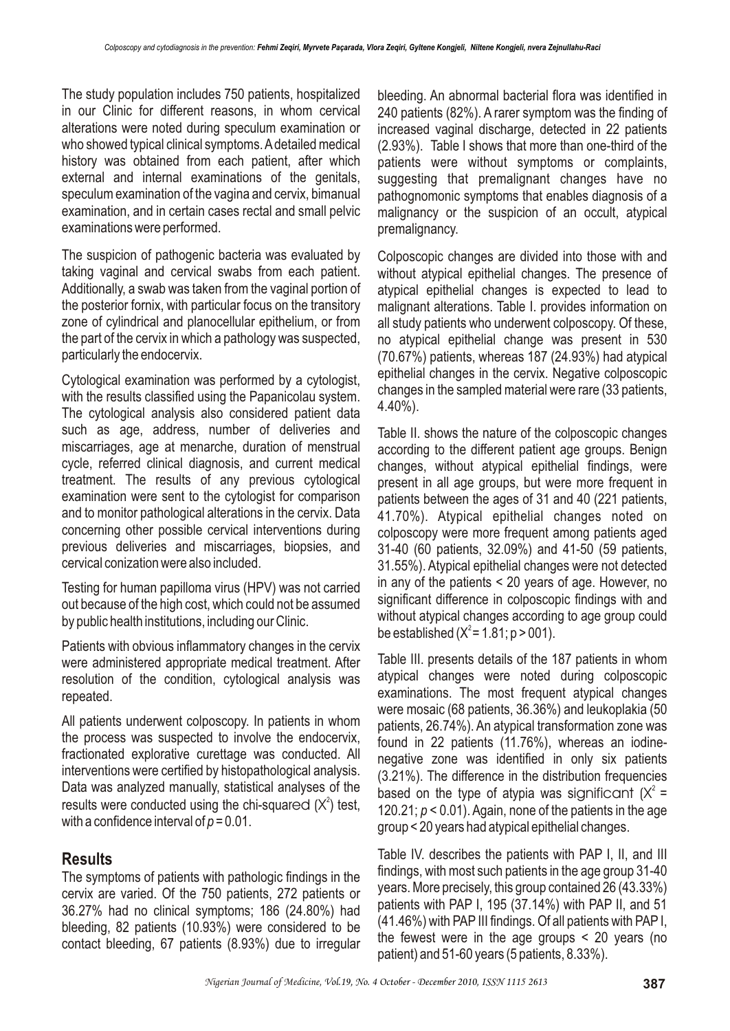The study population includes 750 patients, hospitalized in our Clinic for different reasons, in whom cervical alterations were noted during speculum examination or who showed typical clinical symptoms. A detailed medical history was obtained from each patient, after which external and internal examinations of the genitals, speculum examination of the vagina and cervix, bimanual examination, and in certain cases rectal and small pelvic examinations were performed.

The suspicion of pathogenic bacteria was evaluated by taking vaginal and cervical swabs from each patient. Additionally, a swab was taken from the vaginal portion of the posterior fornix, with particular focus on the transitory zone of cylindrical and planocellular epithelium, or from the part of the cervix in which a pathology was suspected, particularly the endocervix.

Cytological examination was performed by a cytologist, with the results classified using the Papanicolau system. The cytological analysis also considered patient data such as age, address, number of deliveries and miscarriages, age at menarche, duration of menstrual cycle, referred clinical diagnosis, and current medical treatment. The results of any previous cytological examination were sent to the cytologist for comparison and to monitor pathological alterations in the cervix. Data concerning other possible cervical interventions during previous deliveries and miscarriages, biopsies, and cervical conization were also included.

Testing for human papilloma virus (HPV) was not carried out because of the high cost, which could not be assumed by public health institutions, including our Clinic.

Patients with obvious inflammatory changes in the cervix were administered appropriate medical treatment. After resolution of the condition, cytological analysis was repeated.

All patients underwent colposcopy. In patients in whom the process was suspected to involve the endocervix, fractionated explorative curettage was conducted. All interventions were certified by histopathological analysis. Data was analyzed manually, statistical analyses of the results were conducted using the chi-squared ($X^2$) test, with a confidence interval of $p = 0.01$.

## Results

The symptoms of patients with pathologic findings in the cervix are varied. Of the 750 patients, 272 patients or 36.27% had no clinical symptoms; 186 (24.80%) had bleeding, 82 patients (10.93%) were considered to be contact bleeding, 67 patients (8.93%) due to irregular bleeding. An abnormal bacterial flora was identified in 240 patients (82%). A rarer symptom was the finding of increased vaginal discharge, detected in 22 patients (2.93%). Table I shows that more than one-third of the patients were without symptoms or complaints, suggesting that premalignant changes have no pathognomonic symptoms that enables diagnosis of a malignancy or the suspicion of an occult, atypical premalignancy.

Colposcopic changes are divided into those with and without atypical epithelial changes. The presence of atypical epithelial changes is expected to lead to malignant alterations. Table I. provides information on all study patients who underwent colposcopy. Of these, no atypical epithelial change was present in 530 (70.67%) patients, whereas 187 (24.93%) had atypical epithelial changes in the cervix. Negative colposcopic changes in the sampled material were rare (33 patients, 4.40%).

Table II. shows the nature of the colposcopic changes according to the different patient age groups. Benign changes, without atypical epithelial findings, were present in all age groups, but were more frequent in patients between the ages of 31 and 40 (221 patients, 41.70%). Atypical epithelial changes noted on colposcopy were more frequent among patients aged 31-40 (60 patients, 32.09%) and 41-50 (59 patients, 31.55%). Atypical epithelial changes were not detected in any of the patients < 20 years of age. However, no significant difference in colposcopic findings with and without atypical changes according to age group could be established ($X^2 = 1.81$; $p > 001$).

Table III. presents details of the 187 patients in whom atypical changes were noted during colposcopic examinations. The most frequent atypical changes were mosaic (68 patients, 36.36%) and leukoplakia (50 patients, 26.74%). An atypical transformation zone was found in 22 patients (11.76%), whereas an iodine-negative zone was identified in only six patients (3.21%). The difference in the distribution frequencies based on the type of atypia was significant ($X^2 = 120.21$; $p < 0.01$). Again, none of the patients in the age group < 20 years had atypical epithelial changes.

Table IV. describes the patients with PAP I, II, and III findings, with most such patients in the age group 31-40 years. More precisely, this group contained 26 (43.33%) patients with PAP I, 195 (37.14%) with PAP II, and 51 (41.46%) with PAP III findings. Of all patients with PAP I, the fewest were in the age groups < 20 years (no patient) and 51-60 years (5 patients, 8.33%).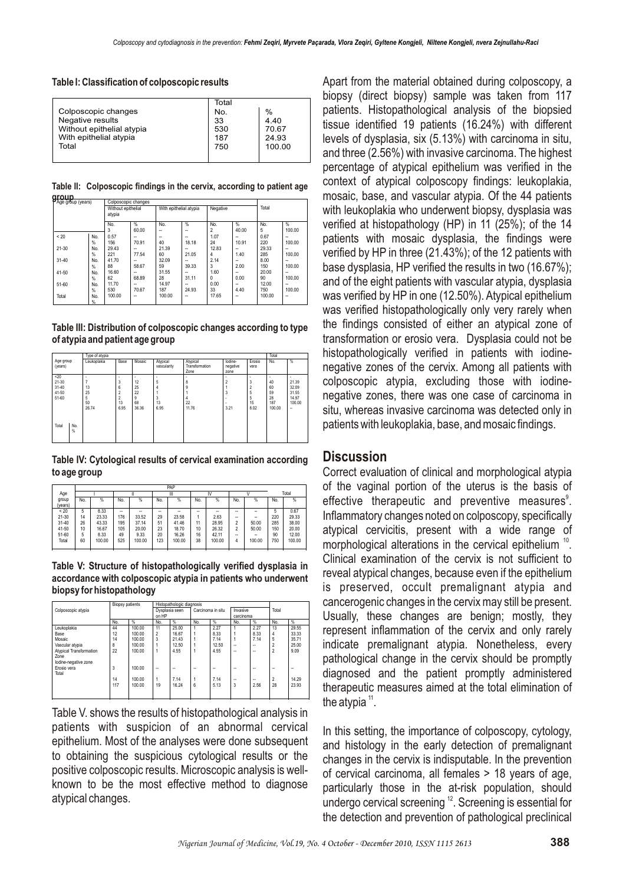**Table I: Classification of colposcopic results**

| Colposcopic changes | Total No. | % |
|---|---|---|
| Negative results | 33 | 4.40 |
| Without epithelial atypia | 530 | 70.67 |
| With epithelial atypia | 187 | 24.93 |
| Total | 750 | 100.00 |

**Table II: Colposcopic findings in the cervix, according to patient age group**

| Age group (years) | | Colposcopic changes: Without epithelial atypia | | With epithelial atypia | | Negative | | Total | |
|---|---|---|---|---|---|---|---|---|---|
| | | No. | % | No. | % | No. | % | No. | % |
| | | 3 | 60.00 | -- | -- | 2 | 40.00 | 5 | 100.00 |
| < 20 | No. | 0.57 | -- | -- | -- | 1.07 | -- | 0.67 | -- |
| | % | 156 | 70.91 | 40 | 18.18 | 24 | 10.91 | 220 | 100.00 |
| 21-30 | No. | 29.43 | -- | 21.39 | -- | 12.83 | -- | 29.33 | -- |
| | % | 221 | 77.54 | 60 | 21.05 | 4 | 1.40 | 285 | 100.00 |
| 31-40 | No. | 41.70 | -- | 32.09 | -- | 2.14 | -- | 8.00 | -- |
| | % | 88 | 58.67 | 59 | 39.33 | 3 | 2.00 | 150 | 100.00 |
| 41-50 | No. | 16.60 | -- | 31.55 | -- | 1.60 | -- | 20.00 | -- |
| | % | 62 | 68.89 | 28 | 31.11 | 0 | 0.00 | 90 | 100.00 |
| 51-60 | No. | 11.70 | -- | 14.97 | -- | 0.00 | -- | 12.00 | -- |
| | % | 530 | 70.67 | 187 | 24.93 | 33 | 4.40 | 750 | 100.00 |
| Total | No. % | 100.00 | -- | 100.00 | -- | 17.65 | -- | 100.00 | -- |

**Table III: Distribution of colposcopic changes according to type of atypia and patient age group**

| Age group (years) | | Type of atypia: Leukoplakia | Base | Mosaic | Atypical vascularity | Atypical Transformation Zone | Iodine-negative zone | Erosio vera | Total No. | % |
|---|---|---|---|---|---|---|---|---|---|---|
| <20 | | - | - | - | - | - | - | - | - | - |
| 21-30 | | 7 | 3 | 12 | 5 | 8 | 2 | 3 | 40 | 21.39 |
| 31-40 | | 13 | 6 | 25 | 4 | 9 | 1 | 2 | 60 | 32.09 |
| 41-50 | | 25 | 2 | 22 | 1 | 1 | 3 | 5 | 59 | 31.55 |
| 51-60 | | 5 | 2 | 9 | 3 | 4 | - | 5 | 28 | 14.97 |
| | | 50 | 13 | 68 | 13 | 22 | - | 15 | 187 | 100.00 |
| | | 26.74 | 6.95 | 36.36 | 6.95 | 11.76 | 3.21 | 8.02 | 100.00 | -- |
| Total | No. % | | | | | | | | | |

**Table IV: Cytological results of cervical examination according to age group**

| Age group (years) | PAP I No. | % | II No. | % | III No. | % | IV No. | % | V No. | % | Total No. | % |
|---|---|---|---|---|---|---|---|---|---|---|---|---|
| < 20 | 5 | 8.33 | -- | -- | -- | -- | -- | -- | -- | -- | 5 | 0.67 |
| 21-30 | 14 | 23.33 | 176 | 33.52 | 29 | 23.58 | 1 | 2.63 | -- | -- | 220 | 29.33 |
| 31-40 | 26 | 43.33 | 195 | 37.14 | 51 | 41.46 | 11 | 28.95 | 2 | 50.00 | 285 | 38.00 |
| 41-50 | 10 | 16.67 | 105 | 20.00 | 23 | 18.70 | 10 | 26.32 | 2 | 50.00 | 150 | 20.00 |
| 51-60 | 5 | 8.33 | 49 | 9.33 | 20 | 16.26 | 16 | 42.11 | -- | -- | 90 | 12.00 |
| Total | 60 | 100.00 | 525 | 100.00 | 123 | 100.00 | 38 | 100.00 | 4 | 100.00 | 750 | 100.00 |

**Table V: Structure of histopathologically verified dysplasia in accordance with colposcopic atypia in patients who underwent biopsy for histopathology**

| Colposcopic atypia | Biopsy patients No. | % | Histopathologic diagnosis: Dysplasia seen on HP No. | % | Carcinoma in situ No. | % | Invasive carcinoma No. | % | Total No. | % |
|---|---|---|---|---|---|---|---|---|---|---|
| Leukoplakia | 44 | 100.00 | 11 | 25.00 | 1 | 2.27 | 1 | 2.27 | 13 | 29.55 |
| Base | 12 | 100.00 | 2 | 16.67 | 1 | 8.33 | 1 | 8.33 | 4 | 33.33 |
| Mosaic | 14 | 100.00 | 3 | 21.43 | 1 | 7.14 | 1 | 7.14 | 5 | 35.71 |
| Vascular atypia | 8 | 100.00 | 1 | 12.50 | 1 | 12.50 | -- | -- | 2 | 25.00 |
| Atypical Transformation Zone | 22 | 100.00 | 1 | 4.55 | 1 | 4.55 | -- | -- | 2 | 9.09 |
| Iodine-negative zone | | | | | | | | | | |
| Erosio vera | 3 | 100.00 | -- | -- | -- | -- | -- | -- | -- | -- |
| Total | 14 | 100.00 | 1 | 7.14 | 1 | 7.14 | -- | -- | 2 | 14.29 |
| | 117 | 100.00 | 19 | 16.24 | 6 | 5.13 | 3 | 2.56 | 28 | 23.93 |

Table V. shows the results of histopathological analysis in patients with suspicion of an abnormal cervical epithelium. Most of the analyses were done subsequent to obtaining the suspicious cytological results or the positive colposcopic results. Microscopic analysis is well-known to be the most effective method to diagnose atypical changes.

Apart from the material obtained during colposcopy, a biopsy (direct biopsy) sample was taken from 117 patients. Histopathological analysis of the biopsied tissue identified 19 patients (16.24%) with different levels of dysplasia, six (5.13%) with carcinoma in situ, and three (2.56%) with invasive carcinoma. The highest percentage of atypical epithelium was verified in the context of atypical colposcopy findings: leukoplakia, mosaic, base, and vascular atypia. Of the 44 patients with leukoplakia who underwent biopsy, dysplasia was verified at histopathology (HP) in 11 (25%); of the 14 patients with mosaic dysplasia, the findings were verified by HP in three (21.43%); of the 12 patients with base dysplasia, HP verified the results in two (16.67%); and of the eight patients with vascular atypia, dysplasia was verified by HP in one (12.50%). Atypical epithelium was verified histopathologically only very rarely when the findings consisted of either an atypical zone of transformation or erosio vera. Dysplasia could not be histopathologically verified in patients with iodine-negative zones of the cervix. Among all patients with colposcopic atypia, excluding those with iodine-negative zones, there was one case of carcinoma in situ, whereas invasive carcinoma was detected only in patients with leukoplakia, base, and mosaic findings.

## Discussion

Correct evaluation of clinical and morphological atypia of the vaginal portion of the uterus is the basis of effective therapeutic and preventive measures[9]. Inflammatory changes noted on colposcopy, specifically atypical cervicitis, present with a wide range of morphological alterations in the cervical epithelium [10]. Clinical examination of the cervix is not sufficient to reveal atypical changes, because even if the epithelium is preserved, occult premalignant atypia and cancerogenic changes in the cervix may still be present. Usually, these changes are benign; mostly, they represent inflammation of the cervix and only rarely indicate premalignant atypia. Nonetheless, every pathological change in the cervix should be promptly diagnosed and the patient promptly administered therapeutic measures aimed at the total elimination of the atypia [11].

In this setting, the importance of colposcopy, cytology, and histology in the early detection of premalignant changes in the cervix is indisputable. In the prevention of cervical carcinoma, all females > 18 years of age, particularly those in the at-risk population, should undergo cervical screening [12]. Screening is essential for the detection and prevention of pathological preclinical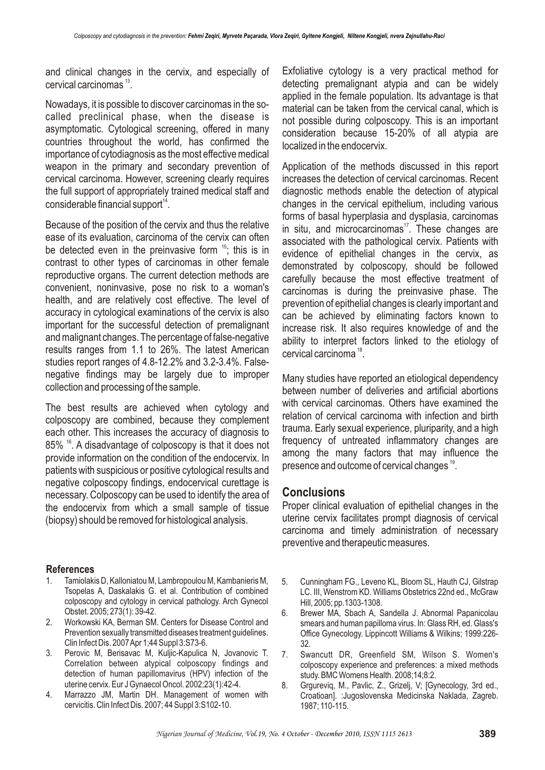and clinical changes in the cervix, and especially of cervical carcinomas [13].

Nowadays, it is possible to discover carcinomas in the so-called preclinical phase, when the disease is asymptomatic. Cytological screening, offered in many countries throughout the world, has confirmed the importance of cytodiagnosis as the most effective medical weapon in the primary and secondary prevention of cervical carcinoma. However, screening clearly requires the full support of appropriately trained medical staff and considerable financial support[14].

Because of the position of the cervix and thus the relative ease of its evaluation, carcinoma of the cervix can often be detected even in the preinvasive form [15]; this is in contrast to other types of carcinomas in other female reproductive organs. The current detection methods are convenient, noninvasive, pose no risk to a woman's health, and are relatively cost effective. The level of accuracy in cytological examinations of the cervix is also important for the successful detection of premalignant and malignant changes. The percentage of false-negative results ranges from 1.1 to 26%. The latest American studies report ranges of 4.8-12.2% and 3.2-3.4%. False-negative findings may be largely due to improper collection and processing of the sample.

The best results are achieved when cytology and colposcopy are combined, because they complement each other. This increases the accuracy of diagnosis to 85% [16]. A disadvantage of colposcopy is that it does not provide information on the condition of the endocervix. In patients with suspicious or positive cytological results and negative colposcopy findings, endocervical curettage is necessary. Colposcopy can be used to identify the area of the endocervix from which a small sample of tissue (biopsy) should be removed for histological analysis.

Exfoliative cytology is a very practical method for detecting premalignant atypia and can be widely applied in the female population. Its advantage is that material can be taken from the cervical canal, which is not possible during colposcopy. This is an important consideration because 15-20% of all atypia are localized in the endocervix.

Application of the methods discussed in this report increases the detection of cervical carcinomas. Recent diagnostic methods enable the detection of atypical changes in the cervical epithelium, including various forms of basal hyperplasia and dysplasia, carcinomas in situ, and microcarcinomas[17]. These changes are associated with the pathological cervix. Patients with evidence of epithelial changes in the cervix, as demonstrated by colposcopy, should be followed carefully because the most effective treatment of carcinomas is during the preinvasive phase. The prevention of epithelial changes is clearly important and can be achieved by eliminating factors known to increase risk. It also requires knowledge of and the ability to interpret factors linked to the etiology of cervical carcinoma [18].

Many studies have reported an etiological dependency between number of deliveries and artificial abortions with cervical carcinomas. Others have examined the relation of cervical carcinoma with infection and birth trauma. Early sexual experience, pluriparity, and a high frequency of untreated inflammatory changes are among the many factors that may influence the presence and outcome of cervical changes [19].

## Conclusions

Proper clinical evaluation of epithelial changes in the uterine cervix facilitates prompt diagnosis of cervical carcinoma and timely administration of necessary preventive and therapeutic measures.

### References

1. Tamiolakis D, Kalloniatou M, Lambropoulou M, Kambanieris M, Tsopelas A, Daskalakis G. et al. Contribution of combined colposcopy and cytology in cervical pathology. Arch Gynecol Obstet. 2005; 273(1): 39-42.
2. Workowski KA, Berman SM. Centers for Disease Control and Prevention sexually transmitted diseases treatment guidelines. Clin Infect Dis. 2007 Apr 1;44 Suppl 3:S73-6.
3. Perovic M, Berisavac M, Kuljic-Kapulica N, Jovanovic T. Correlation between atypical colposcopy findings and detection of human papillomavirus (HPV) infection of the uterine cervix. Eur J Gynaecol Oncol. 2002;23(1):42-4.
4. Marrazzo JM, Martin DH. Management of women with cervicitis. Clin Infect Dis. 2007; 44 Suppl 3:S102-10.
5. Cunningham FG., Leveno KL, Bloom SL, Hauth CJ, Gilstrap LC. III, Wenstrom KD. Williams Obstetrics 22nd ed., McGraw Hill, 2005; pp.1303-1308.
6. Brewer MA, Sbach A, Sandella J. Abnormal Papanicolau smears and human papilloma virus. In: Glass RH, ed. Glass's Office Gynecology. Lippincott Williams & Wilkins; 1999:226-32.
7. Swancutt DR, Greenfield SM, Wilson S. Women's colposcopy experience and preferences: a mixed methods study. BMC Womens Health. 2008;14;8:2.
8. Grgureviq, M., Pavlic, Z., Grizelj, V; [Gynecology, 3rd ed., Croatioan]. :Jugoslovenska Medicinska Naklada, Zagreb. 1987; 110-115.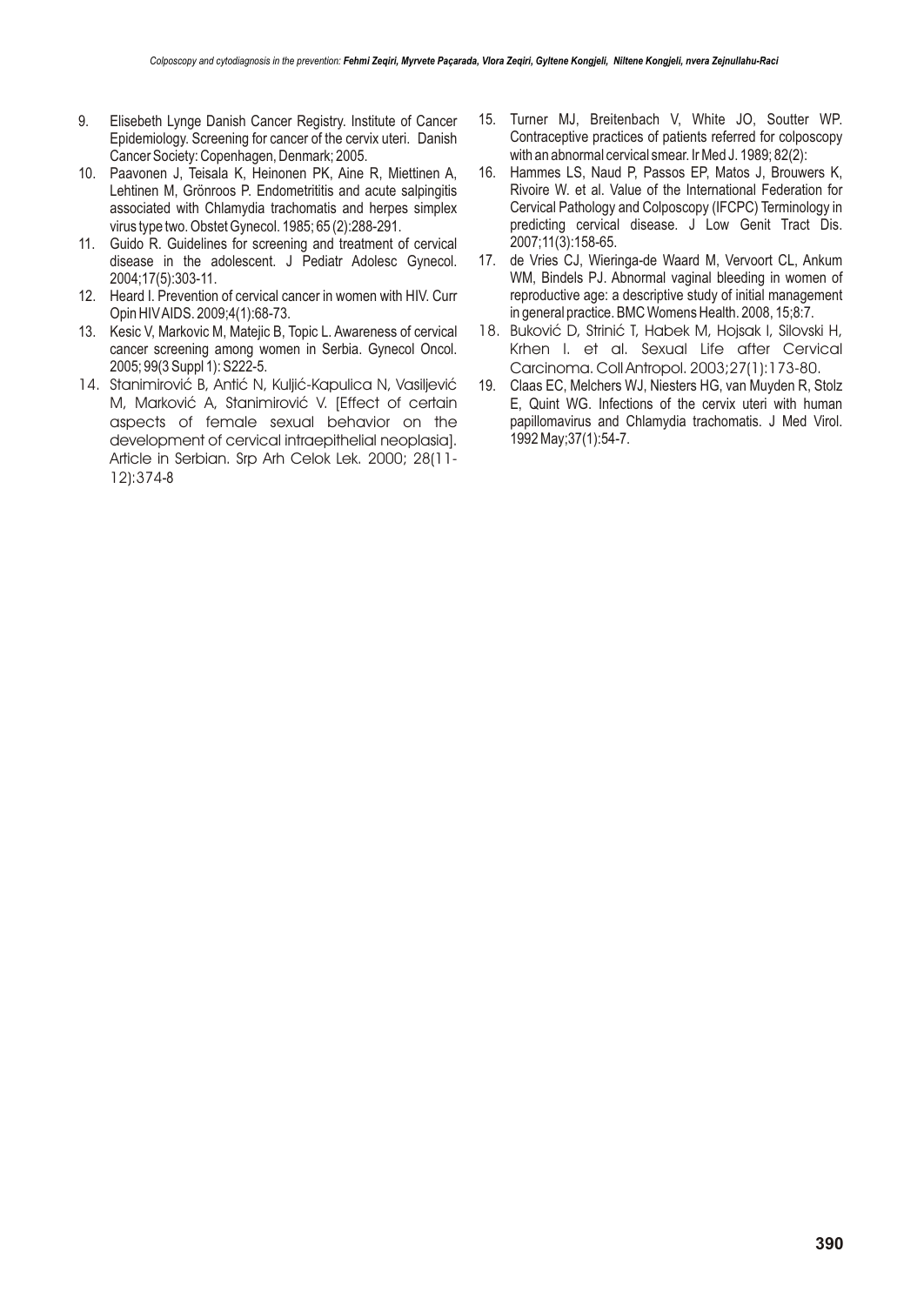9. Elisebeth Lynge Danish Cancer Registry. Institute of Cancer Epidemiology. Screening for cancer of the cervix uteri. Danish Cancer Society: Copenhagen, Denmark; 2005.
10. Paavonen J, Teisala K, Heinonen PK, Aine R, Miettinen A, Lehtinen M, Grönroos P. Endometrititis and acute salpingitis associated with Chlamydia trachomatis and herpes simplex virus type two. Obstet Gynecol. 1985; 65 (2):288-291.
11. Guido R. Guidelines for screening and treatment of cervical disease in the adolescent. J Pediatr Adolesc Gynecol. 2004;17(5):303-11.
12. Heard I. Prevention of cervical cancer in women with HIV. Curr Opin HIV AIDS. 2009;4(1):68-73.
13. Kesic V, Markovic M, Matejic B, Topic L. Awareness of cervical cancer screening among women in Serbia. Gynecol Oncol. 2005; 99(3 Suppl 1): S222-5.
14. Stanimirović B, Antić N, Kuljić-Kapulica N, Vasiljević M, Marković A, Stanimirović V. [Effect of certain aspects of female sexual behavior on the development of cervical intraepithelial neoplasia]. Article in Serbian. Srp Arh Celok Lek. 2000; 28(11-12):374-8
15. Turner MJ, Breitenbach V, White JO, Soutter WP. Contraceptive practices of patients referred for colposcopy with an abnormal cervical smear. Ir Med J. 1989; 82(2):
16. Hammes LS, Naud P, Passos EP, Matos J, Brouwers K, Rivoire W. et al. Value of the International Federation for Cervical Pathology and Colposcopy (IFCPC) Terminology in predicting cervical disease. J Low Genit Tract Dis. 2007;11(3):158-65.
17. de Vries CJ, Wieringa-de Waard M, Vervoort CL, Ankum WM, Bindels PJ. Abnormal vaginal bleeding in women of reproductive age: a descriptive study of initial management in general practice. BMC Womens Health. 2008, 15;8:7.
18. Buković D, Strinić T, Habek M, Hojsak I, Silovski H, Krhen I. et al. Sexual Life after Cervical Carcinoma. Coll Antropol. 2003;27(1):173-80.
19. Claas EC, Melchers WJ, Niesters HG, van Muyden R, Stolz E, Quint WG. Infections of the cervix uteri with human papillomavirus and Chlamydia trachomatis. J Med Virol. 1992 May;37(1):54-7.